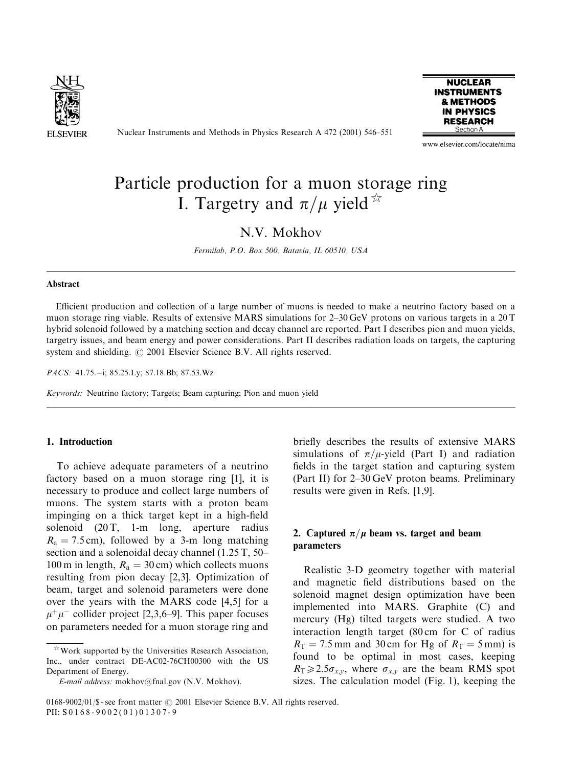# Particle production for a muon storage ring I. Targetry and $\pi/\mu$ yield ☆

N.V. Mokhov

*Fermilab, P.O. Box 500, Batavia, IL 60510, USA*

## Abstract

Efficient production and collection of a large number of muons is needed to make a neutrino factory based on a muon storage ring viable. Results of extensive MARS simulations for 2–30 GeV protons on various targets in a 20 T hybrid solenoid followed by a matching section and decay channel are reported. Part I describes pion and muon yields, targetry issues, and beam energy and power considerations. Part II describes radiation loads on targets, the capturing system and shielding. © 2001 Elsevier Science B.V. All rights reserved.

*PACS:* 41.75.–i; 85.25.Ly; 87.18.Bb; 87.53.Wz

*Keywords:* Neutrino factory; Targets; Beam capturing; Pion and muon yield

## 1. Introduction

To achieve adequate parameters of a neutrino factory based on a muon storage ring [1], it is necessary to produce and collect large numbers of muons. The system starts with a proton beam impinging on a thick target kept in a high-field solenoid (20 T, 1-m long, aperture radius $R_a = 7.5$ cm), followed by a 3-m long matching section and a solenoidal decay channel (1.25 T, 50–100 m in length, $R_a = 30$ cm) which collects muons resulting from pion decay [2,3]. Optimization of beam, target and solenoid parameters were done over the years with the MARS code [4,5] for a $\mu^+\mu^-$ collider project [2,3,6–9]. This paper focuses on parameters needed for a muon storage ring and briefly describes the results of extensive MARS simulations of $\pi/\mu$-yield (Part I) and radiation fields in the target station and capturing system (Part II) for 2–30 GeV proton beams. Preliminary results were given in Refs. [1,9].

## 2. Captured $\pi/\mu$ beam vs. target and beam parameters

Realistic 3-D geometry together with material and magnetic field distributions based on the solenoid magnet design optimization have been implemented into MARS. Graphite (C) and mercury (Hg) tilted targets were studied. A two interaction length target (80 cm for C of radius $R_T = 7.5$ mm and 30 cm for Hg of $R_T = 5$ mm) is found to be optimal in most cases, keeping $R_T \geqslant 2.5\sigma_{x,y}$, where $\sigma_{x,y}$ are the beam RMS spot sizes. The calculation model (Fig. 1), keeping the

☆ Work supported by the Universities Research Association, Inc., under contract DE-AC02-76CH00300 with the US Department of Energy.

*E-mail address:* mokhov@fnal.gov (N.V. Mokhov).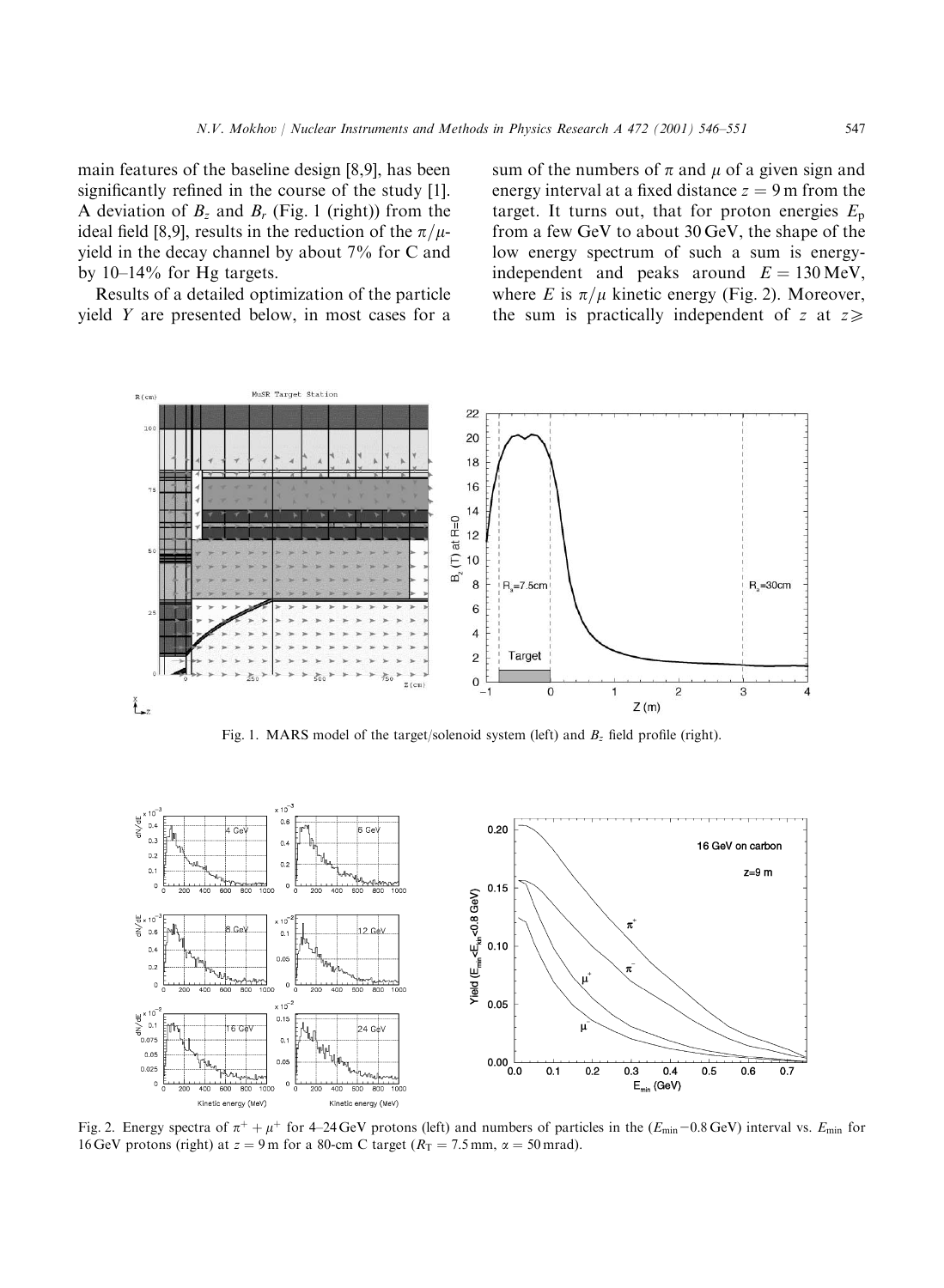main features of the baseline design [8,9], has been significantly refined in the course of the study [1]. A deviation of $B_z$ and $B_r$ (Fig. 1 (right)) from the ideal field [8,9], results in the reduction of the $\pi/\mu$-yield in the decay channel by about 7% for C and by 10–14% for Hg targets.

Results of a detailed optimization of the particle yield $Y$ are presented below, in most cases for a sum of the numbers of $\pi$ and $\mu$ of a given sign and energy interval at a fixed distance $z = 9$ m from the target. It turns out, that for proton energies $E_p$ from a few GeV to about 30 GeV, the shape of the low energy spectrum of such a sum is energy-independent and peaks around $E = 130$ MeV, where $E$ is $\pi/\mu$ kinetic energy (Fig. 2). Moreover, the sum is practically independent of $z$ at $z \geqslant$

Fig. 1. MARS model of the target/solenoid system (left) and $B_z$ field profile (right).

Fig. 2. Energy spectra of $\pi^+ + \mu^+$ for 4–24 GeV protons (left) and numbers of particles in the ($E_{min}$−0.8 GeV) interval vs. $E_{min}$ for 16 GeV protons (right) at $z = 9$ m for a 80-cm C target ($R_T = 7.5$ mm, $\alpha = 50$ mrad).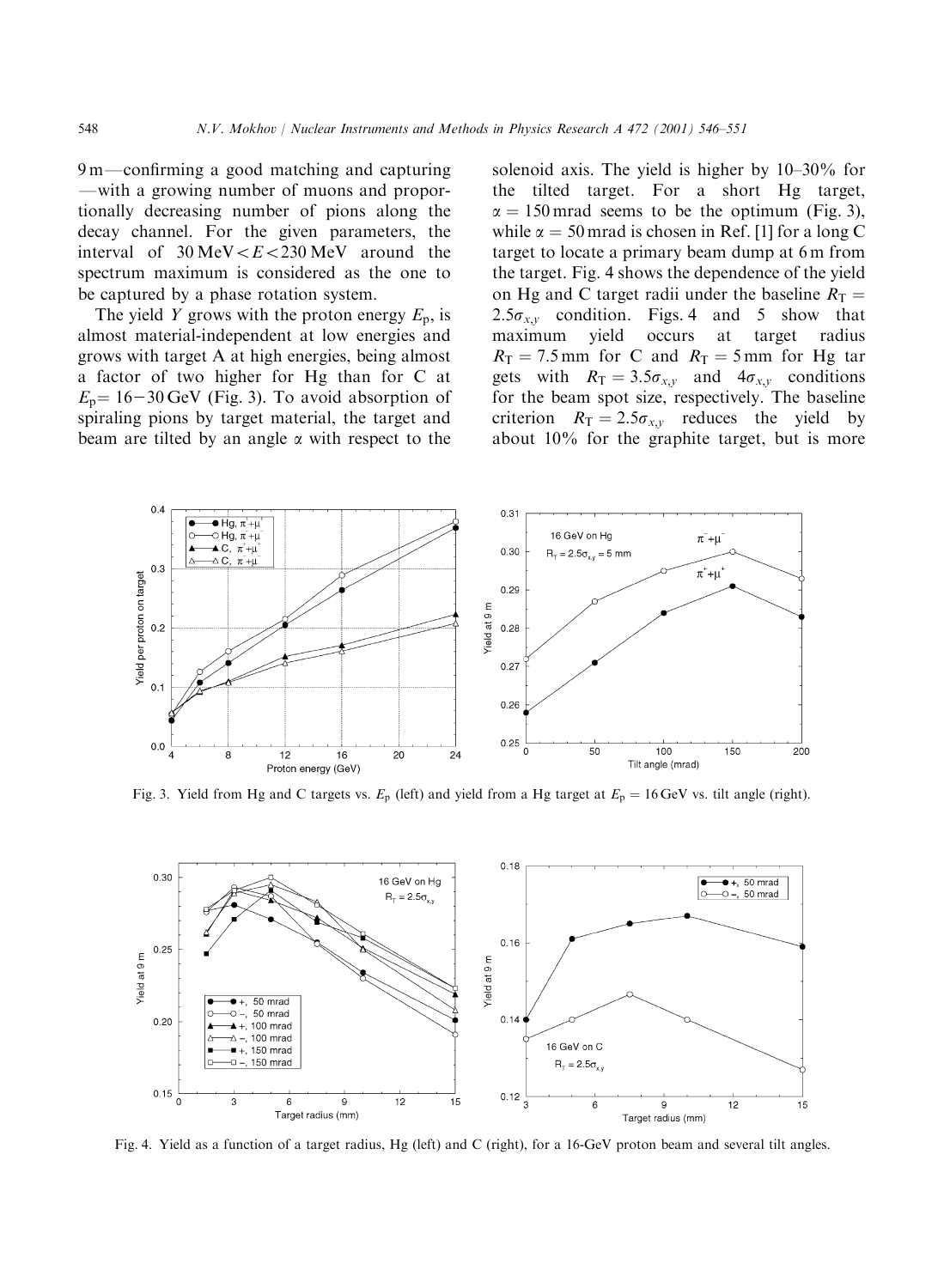9 m—confirming a good matching and capturing—with a growing number of muons and proportionally decreasing number of pions along the decay channel. For the given parameters, the interval of $30\,\text{MeV} < E < 230\,\text{MeV}$ around the spectrum maximum is considered as the one to be captured by a phase rotation system.

The yield $Y$ grows with the proton energy $E_p$, is almost material-independent at low energies and grows with target A at high energies, being almost a factor of two higher for Hg than for C at $E_p = 16-30\,\text{GeV}$ (Fig. 3). To avoid absorption of spiraling pions by target material, the target and beam are tilted by an angle $\alpha$ with respect to the solenoid axis. The yield is higher by 10–30% for the tilted target. For a short Hg target, $\alpha = 150\,\text{mrad}$ seems to be the optimum (Fig. 3), while $\alpha = 50\,\text{mrad}$ is chosen in Ref. [1] for a long C target to locate a primary beam dump at 6 m from the target. Fig. 4 shows the dependence of the yield on Hg and C target radii under the baseline $R_T = 2.5\sigma_{x,y}$ condition. Figs. 4 and 5 show that maximum yield occurs at target radius $R_T = 7.5\,\text{mm}$ for C and $R_T = 5\,\text{mm}$ for Hg targets with $R_T = 3.5\sigma_{x,y}$ and $4\sigma_{x,y}$ conditions for the beam spot size, respectively. The baseline criterion $R_T = 2.5\sigma_{x,y}$ reduces the yield by about 10% for the graphite target, but is more

Fig. 3. Yield from Hg and C targets vs. $E_p$ (left) and yield from a Hg target at $E_p = 16\,\text{GeV}$ vs. tilt angle (right).

Fig. 4. Yield as a function of a target radius, Hg (left) and C (right), for a 16-GeV proton beam and several tilt angles.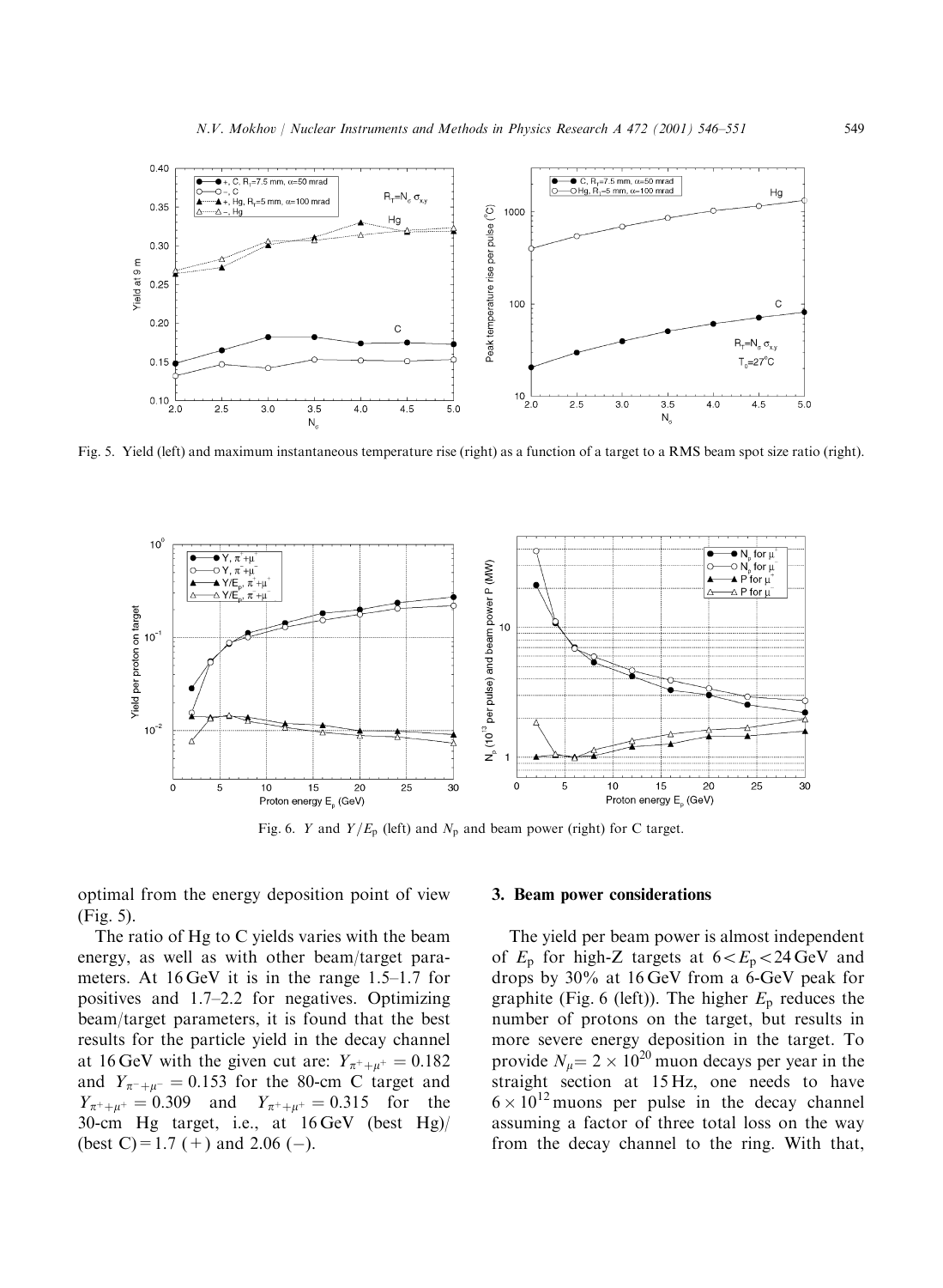Fig. 5. Yield (left) and maximum instantaneous temperature rise (right) as a function of a target to a RMS beam spot size ratio (right).

Fig. 6. $Y$ and $Y/E_p$ (left) and $N_p$ and beam power (right) for C target.

optimal from the energy deposition point of view (Fig. 5).

The ratio of Hg to C yields varies with the beam energy, as well as with other beam/target parameters. At 16 GeV it is in the range 1.5–1.7 for positives and 1.7–2.2 for negatives. Optimizing beam/target parameters, it is found that the best results for the particle yield in the decay channel at 16 GeV with the given cut are: $Y_{\pi^+ + \mu^+} = 0.182$ and $Y_{\pi^- + \mu^-} = 0.153$ for the 80-cm C target and $Y_{\pi^+ + \mu^+} = 0.309$ and $Y_{\pi^+ + \mu^+} = 0.315$ for the 30-cm Hg target, i.e., at 16 GeV (best Hg)/(best C) = 1.7 (+) and 2.06 (−).

## 3. Beam power considerations

The yield per beam power is almost independent of $E_p$ for high-Z targets at $6 < E_p < 24$ GeV and drops by 30% at 16 GeV from a 6-GeV peak for graphite (Fig. 6 (left)). The higher $E_p$ reduces the number of protons on the target, but results in more severe energy deposition in the target. To provide $N_\mu = 2 \times 10^{20}$ muon decays per year in the straight section at 15 Hz, one needs to have $6 \times 10^{12}$ muons per pulse in the decay channel assuming a factor of three total loss on the way from the decay channel to the ring. With that,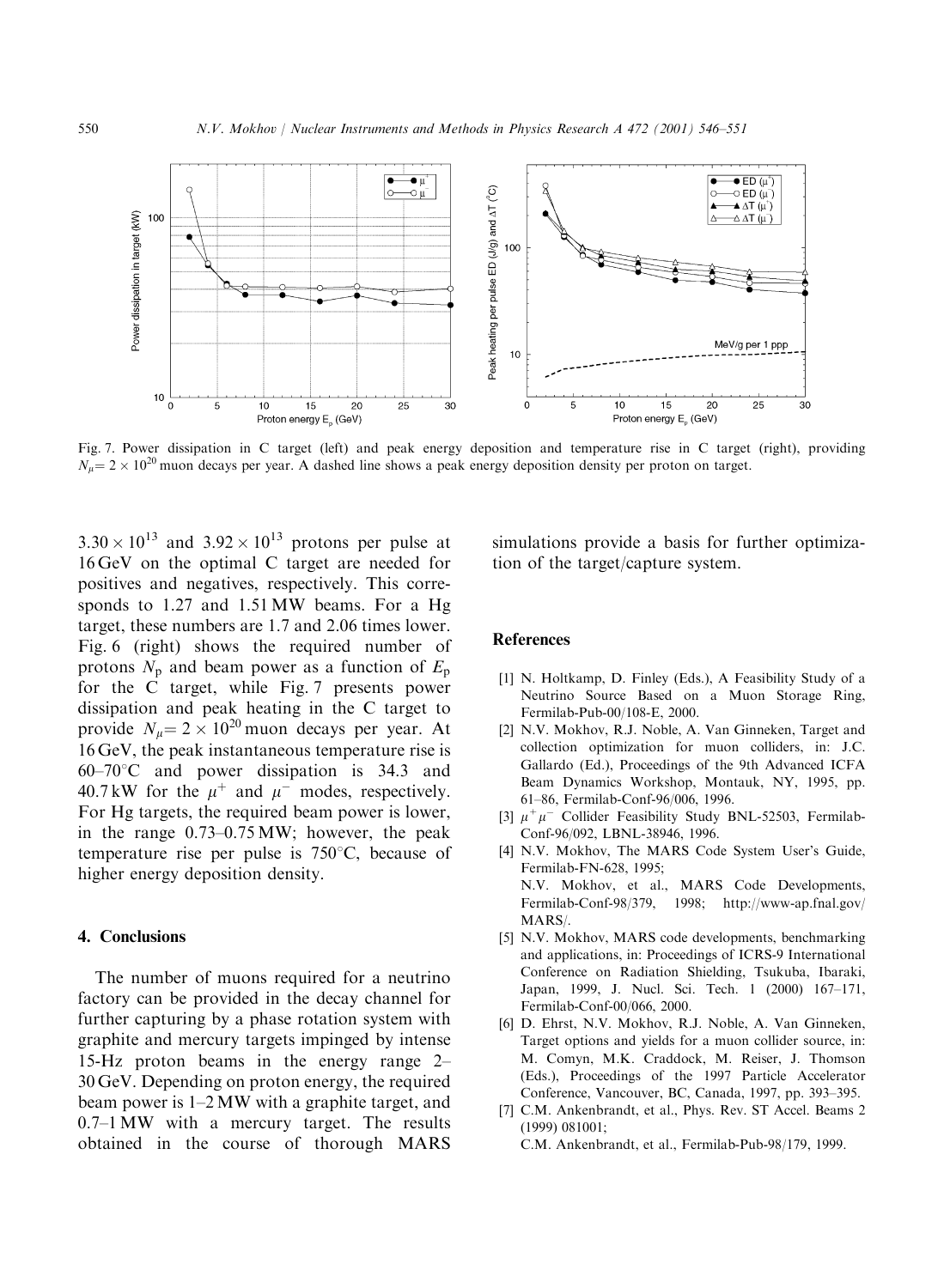Fig. 7. Power dissipation in C target (left) and peak energy deposition and temperature rise in C target (right), providing $N_\mu = 2 \times 10^{20}$ muon decays per year. A dashed line shows a peak energy deposition density per proton on target.

$3.30 \times 10^{13}$ and $3.92 \times 10^{13}$ protons per pulse at 16 GeV on the optimal C target are needed for positives and negatives, respectively. This corresponds to 1.27 and 1.51 MW beams. For a Hg target, these numbers are 1.7 and 2.06 times lower. Fig. 6 (right) shows the required number of protons $N_p$ and beam power as a function of $E_p$ for the C target, while Fig. 7 presents power dissipation and peak heating in the C target to provide $N_\mu = 2 \times 10^{20}$ muon decays per year. At 16 GeV, the peak instantaneous temperature rise is 60–70°C and power dissipation is 34.3 and 40.7 kW for the $\mu^+$ and $\mu^-$ modes, respectively. For Hg targets, the required beam power is lower, in the range 0.73–0.75 MW; however, the peak temperature rise per pulse is 750°C, because of higher energy deposition density.

## 4. Conclusions

The number of muons required for a neutrino factory can be provided in the decay channel for further capturing by a phase rotation system with graphite and mercury targets impinged by intense 15-Hz proton beams in the energy range 2–30 GeV. Depending on proton energy, the required beam power is 1–2 MW with a graphite target, and 0.7–1 MW with a mercury target. The results obtained in the course of thorough MARS simulations provide a basis for further optimization of the target/capture system.

## References

[1] N. Holtkamp, D. Finley (Eds.), A Feasibility Study of a Neutrino Source Based on a Muon Storage Ring, Fermilab-Pub-00/108-E, 2000.

[2] N.V. Mokhov, R.J. Noble, A. Van Ginneken, Target and collection optimization for muon colliders, in: J.C. Gallardo (Ed.), Proceedings of the 9th Advanced ICFA Beam Dynamics Workshop, Montauk, NY, 1995, pp. 61–86, Fermilab-Conf-96/006, 1996.

[3] $\mu^+\mu^-$ Collider Feasibility Study BNL-52503, Fermilab-Conf-96/092, LBNL-38946, 1996.

[4] N.V. Mokhov, The MARS Code System User's Guide, Fermilab-FN-628, 1995; N.V. Mokhov, et al., MARS Code Developments, Fermilab-Conf-98/379, 1998; http://www-ap.fnal.gov/MARS/.

[5] N.V. Mokhov, MARS code developments, benchmarking and applications, in: Proceedings of ICRS-9 International Conference on Radiation Shielding, Tsukuba, Ibaraki, Japan, 1999, J. Nucl. Sci. Tech. 1 (2000) 167–171, Fermilab-Conf-00/066, 2000.

[6] D. Ehrst, N.V. Mokhov, R.J. Noble, A. Van Ginneken, Target options and yields for a muon collider source, in: M. Comyn, M.K. Craddock, M. Reiser, J. Thomson (Eds.), Proceedings of the 1997 Particle Accelerator Conference, Vancouver, BC, Canada, 1997, pp. 393–395.

[7] C.M. Ankenbrandt, et al., Phys. Rev. ST Accel. Beams 2 (1999) 081001; C.M. Ankenbrandt, et al., Fermilab-Pub-98/179, 1999.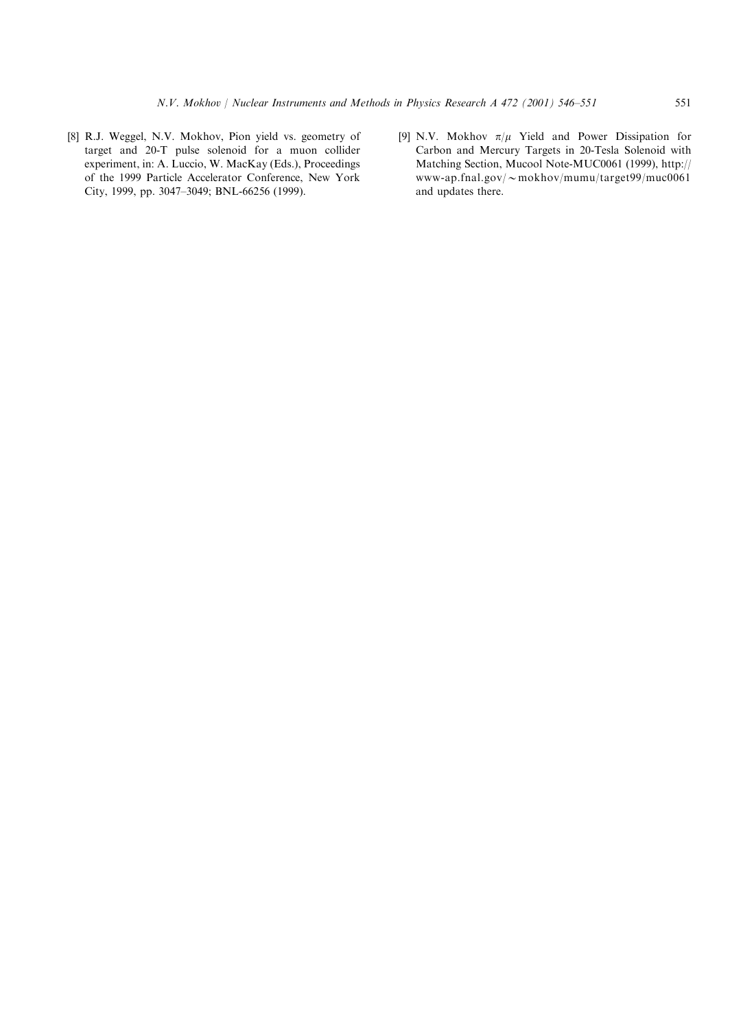[8] R.J. Weggel, N.V. Mokhov, Pion yield vs. geometry of target and 20-T pulse solenoid for a muon collider experiment, in: A. Luccio, W. MacKay (Eds.), Proceedings of the 1999 Particle Accelerator Conference, New York City, 1999, pp. 3047–3049; BNL-66256 (1999).

[9] N.V. Mokhov $\pi/\mu$ Yield and Power Dissipation for Carbon and Mercury Targets in 20-Tesla Solenoid with Matching Section, Mucool Note-MUC0061 (1999), http://www-ap.fnal.gov/~mokhov/mumu/target99/muc0061 and updates there.